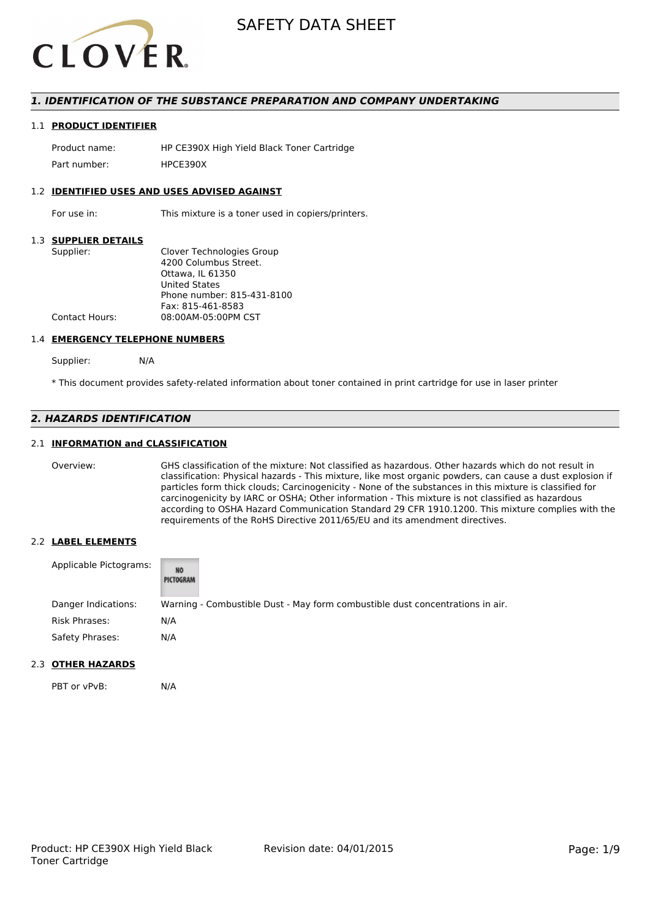# SAFETY DATA SHEET

## *1. IDENTIFICATION OF THE SUBSTANCE PREPARATION AND COMPANY UNDERTAKING*

### 1.1 PRODUCT IDENTIFIER

| | |
|---|---|
| Product name: | HP CE390X High Yield Black Toner Cartridge |
| Part number: | HPCE390X |

### 1.2 IDENTIFIED USES AND USES ADVISED AGAINST

| | |
|---|---|
| For use in: | This mixture is a toner used in copiers/printers. |

### 1.3 SUPPLIER DETAILS

| | |
|---|---|
| Supplier: | Clover Technologies Group<br>4200 Columbus Street.<br>Ottawa, IL 61350<br>United States<br>Phone number: 815-431-8100<br>Fax: 815-461-8583 |
| Contact Hours: | 08:00AM-05:00PM CST |

### 1.4 EMERGENCY TELEPHONE NUMBERS

| | |
|---|---|
| Supplier: | N/A |

* This document provides safety-related information about toner contained in print cartridge for use in laser printer

## *2. HAZARDS IDENTIFICATION*

### 2.1 INFORMATION and CLASSIFICATION

| | |
|---|---|
| Overview: | GHS classification of the mixture: Not classified as hazardous. Other hazards which do not result in classification: Physical hazards - This mixture, like most organic powders, can cause a dust explosion if particles form thick clouds; Carcinogenicity - None of the substances in this mixture is classified for carcinogenicity by IARC or OSHA; Other information - This mixture is not classified as hazardous according to OSHA Hazard Communication Standard 29 CFR 1910.1200. This mixture complies with the requirements of the RoHS Directive 2011/65/EU and its amendment directives. |

### 2.2 LABEL ELEMENTS

| | |
|---|---|
| Applicable Pictograms: | NO PICTOGRAM |
| Danger Indications: | Warning - Combustible Dust - May form combustible dust concentrations in air. |
| Risk Phrases: | N/A |
| Safety Phrases: | N/A |

### 2.3 OTHER HAZARDS

| | |
|---|---|
| PBT or vPvB: | N/A |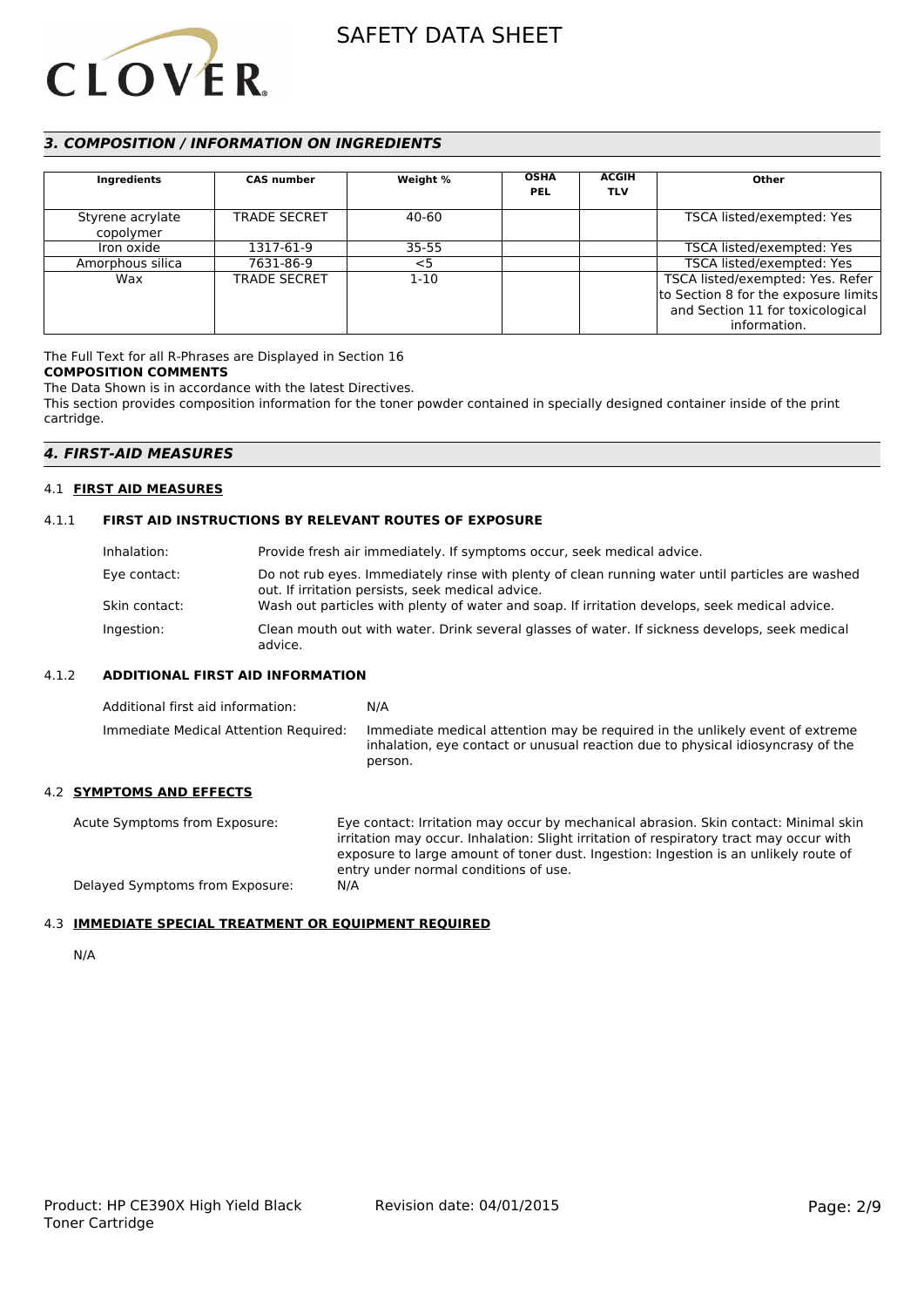## 3. COMPOSITION / INFORMATION ON INGREDIENTS

| Ingredients | CAS number | Weight % | OSHA PEL | ACGIH TLV | Other |
|---|---|---|---|---|---|
| Styrene acrylate copolymer | TRADE SECRET | 40-60 | | | TSCA listed/exempted: Yes |
| Iron oxide | 1317-61-9 | 35-55 | | | TSCA listed/exempted: Yes |
| Amorphous silica | 7631-86-9 | <5 | | | TSCA listed/exempted: Yes |
| Wax | TRADE SECRET | 1-10 | | | TSCA listed/exempted: Yes. Refer to Section 8 for the exposure limits and Section 11 for toxicological information. |

The Full Text for all R-Phrases are Displayed in Section 16

**COMPOSITION COMMENTS**

The Data Shown is in accordance with the latest Directives.

This section provides composition information for the toner powder contained in specially designed container inside of the print cartridge.

## 4. FIRST-AID MEASURES

### 4.1 FIRST AID MEASURES

#### 4.1.1 FIRST AID INSTRUCTIONS BY RELEVANT ROUTES OF EXPOSURE

Inhalation: Provide fresh air immediately. If symptoms occur, seek medical advice.

Eye contact: Do not rub eyes. Immediately rinse with plenty of clean running water until particles are washed out. If irritation persists, seek medical advice.

Skin contact: Wash out particles with plenty of water and soap. If irritation develops, seek medical advice.

Ingestion: Clean mouth out with water. Drink several glasses of water. If sickness develops, seek medical advice.

#### 4.1.2 ADDITIONAL FIRST AID INFORMATION

Additional first aid information: N/A

Immediate Medical Attention Required: Immediate medical attention may be required in the unlikely event of extreme inhalation, eye contact or unusual reaction due to physical idiosyncrasy of the person.

### 4.2 SYMPTOMS AND EFFECTS

Acute Symptoms from Exposure: Eye contact: Irritation may occur by mechanical abrasion. Skin contact: Minimal skin irritation may occur. Inhalation: Slight irritation of respiratory tract may occur with exposure to large amount of toner dust. Ingestion: Ingestion is an unlikely route of entry under normal conditions of use.

Delayed Symptoms from Exposure: N/A

### 4.3 IMMEDIATE SPECIAL TREATMENT OR EQUIPMENT REQUIRED

N/A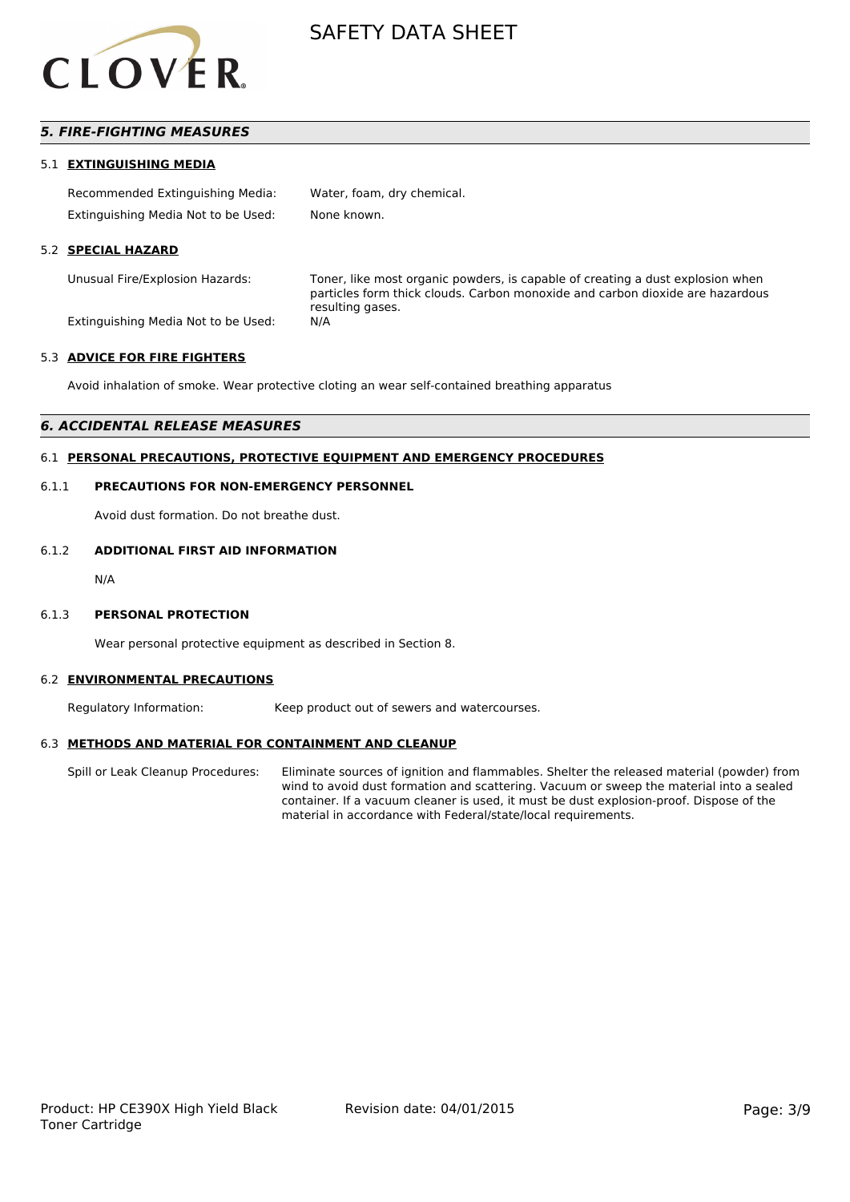## 5. FIRE-FIGHTING MEASURES

### 5.1 EXTINGUISHING MEDIA

Recommended Extinguishing Media: Water, foam, dry chemical.

Extinguishing Media Not to be Used: None known.

### 5.2 SPECIAL HAZARD

Unusual Fire/Explosion Hazards: Toner, like most organic powders, is capable of creating a dust explosion when particles form thick clouds. Carbon monoxide and carbon dioxide are hazardous resulting gases.

Extinguishing Media Not to be Used: N/A

### 5.3 ADVICE FOR FIRE FIGHTERS

Avoid inhalation of smoke. Wear protective cloting an wear self-contained breathing apparatus

## 6. ACCIDENTAL RELEASE MEASURES

### 6.1 PERSONAL PRECAUTIONS, PROTECTIVE EQUIPMENT AND EMERGENCY PROCEDURES

#### 6.1.1 PRECAUTIONS FOR NON-EMERGENCY PERSONNEL

Avoid dust formation. Do not breathe dust.

#### 6.1.2 ADDITIONAL FIRST AID INFORMATION

N/A

#### 6.1.3 PERSONAL PROTECTION

Wear personal protective equipment as described in Section 8.

### 6.2 ENVIRONMENTAL PRECAUTIONS

Regulatory Information: Keep product out of sewers and watercourses.

### 6.3 METHODS AND MATERIAL FOR CONTAINMENT AND CLEANUP

Spill or Leak Cleanup Procedures: Eliminate sources of ignition and flammables. Shelter the released material (powder) from wind to avoid dust formation and scattering. Vacuum or sweep the material into a sealed container. If a vacuum cleaner is used, it must be dust explosion-proof. Dispose of the material in accordance with Federal/state/local requirements.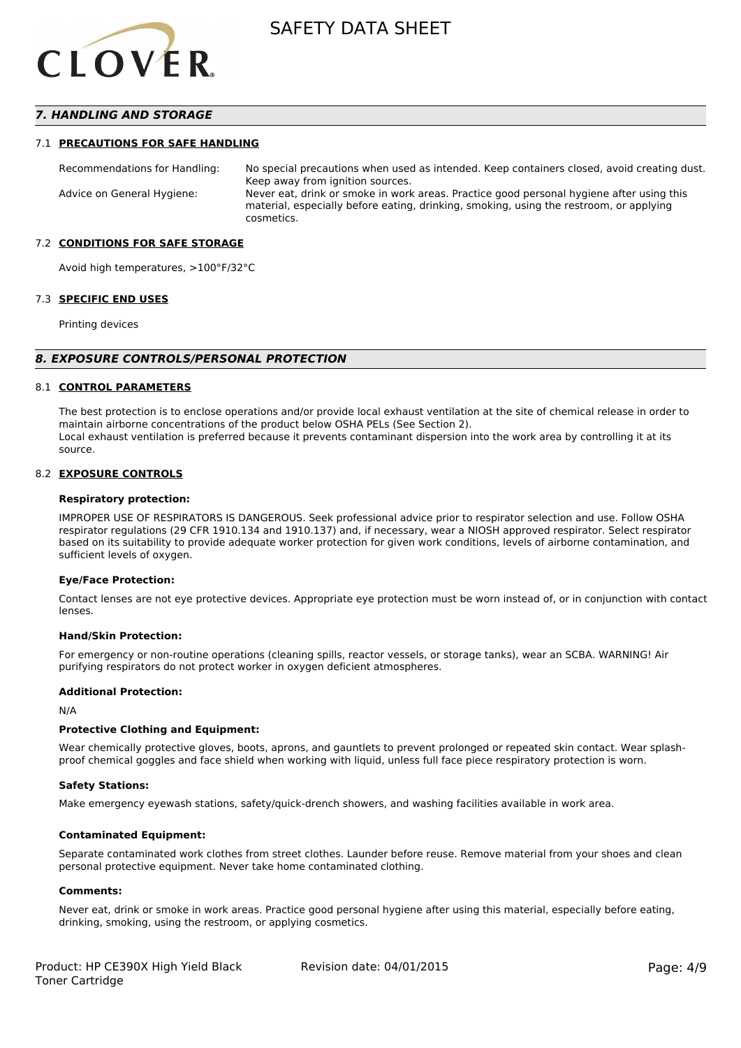## *7. HANDLING AND STORAGE*

### 7.1 PRECAUTIONS FOR SAFE HANDLING

Recommendations for Handling: No special precautions when used as intended. Keep containers closed, avoid creating dust. Keep away from ignition sources.

Advice on General Hygiene: Never eat, drink or smoke in work areas. Practice good personal hygiene after using this material, especially before eating, drinking, smoking, using the restroom, or applying cosmetics.

### 7.2 CONDITIONS FOR SAFE STORAGE

Avoid high temperatures, >100°F/32°C

### 7.3 SPECIFIC END USES

Printing devices

## *8. EXPOSURE CONTROLS/PERSONAL PROTECTION*

### 8.1 CONTROL PARAMETERS

The best protection is to enclose operations and/or provide local exhaust ventilation at the site of chemical release in order to maintain airborne concentrations of the product below OSHA PELs (See Section 2).
Local exhaust ventilation is preferred because it prevents contaminant dispersion into the work area by controlling it at its source.

### 8.2 EXPOSURE CONTROLS

**Respiratory protection:**

IMPROPER USE OF RESPIRATORS IS DANGEROUS. Seek professional advice prior to respirator selection and use. Follow OSHA respirator regulations (29 CFR 1910.134 and 1910.137) and, if necessary, wear a NIOSH approved respirator. Select respirator based on its suitability to provide adequate worker protection for given work conditions, levels of airborne contamination, and sufficient levels of oxygen.

**Eye/Face Protection:**

Contact lenses are not eye protective devices. Appropriate eye protection must be worn instead of, or in conjunction with contact lenses.

**Hand/Skin Protection:**

For emergency or non-routine operations (cleaning spills, reactor vessels, or storage tanks), wear an SCBA. WARNING! Air purifying respirators do not protect worker in oxygen deficient atmospheres.

**Additional Protection:**

N/A

**Protective Clothing and Equipment:**

Wear chemically protective gloves, boots, aprons, and gauntlets to prevent prolonged or repeated skin contact. Wear splash-proof chemical goggles and face shield when working with liquid, unless full face piece respiratory protection is worn.

**Safety Stations:**

Make emergency eyewash stations, safety/quick-drench showers, and washing facilities available in work area.

**Contaminated Equipment:**

Separate contaminated work clothes from street clothes. Launder before reuse. Remove material from your shoes and clean personal protective equipment. Never take home contaminated clothing.

**Comments:**

Never eat, drink or smoke in work areas. Practice good personal hygiene after using this material, especially before eating, drinking, smoking, using the restroom, or applying cosmetics.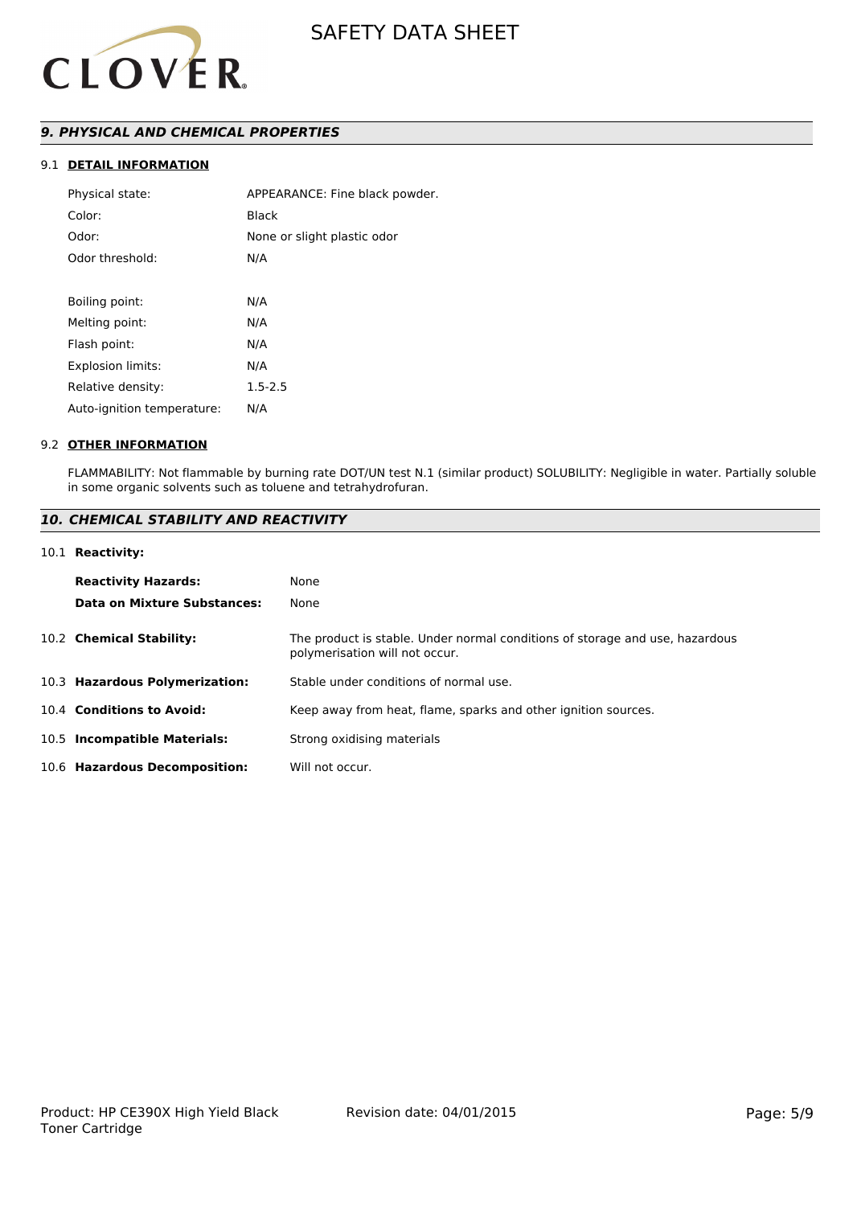## *9. PHYSICAL AND CHEMICAL PROPERTIES*

### 9.1 **DETAIL INFORMATION**

| | |
|---|---|
| Physical state: | APPEARANCE: Fine black powder. |
| Color: | Black |
| Odor: | None or slight plastic odor |
| Odor threshold: | N/A |
| Boiling point: | N/A |
| Melting point: | N/A |
| Flash point: | N/A |
| Explosion limits: | N/A |
| Relative density: | 1.5-2.5 |
| Auto-ignition temperature: | N/A |

### 9.2 **OTHER INFORMATION**

FLAMMABILITY: Not flammable by burning rate DOT/UN test N.1 (similar product) SOLUBILITY: Negligible in water. Partially soluble in some organic solvents such as toluene and tetrahydrofuran.

## *10. CHEMICAL STABILITY AND REACTIVITY*

### 10.1 **Reactivity:**

| | |
|---|---|
| **Reactivity Hazards:** | None |
| **Data on Mixture Substances:** | None |

| | |
|---|---|
| 10.2 **Chemical Stability:** | The product is stable. Under normal conditions of storage and use, hazardous polymerisation will not occur. |
| 10.3 **Hazardous Polymerization:** | Stable under conditions of normal use. |
| 10.4 **Conditions to Avoid:** | Keep away from heat, flame, sparks and other ignition sources. |
| 10.5 **Incompatible Materials:** | Strong oxidising materials |
| 10.6 **Hazardous Decomposition:** | Will not occur. |

Product: HP CE390X High Yield Black Toner Cartridge

Revision date: 04/01/2015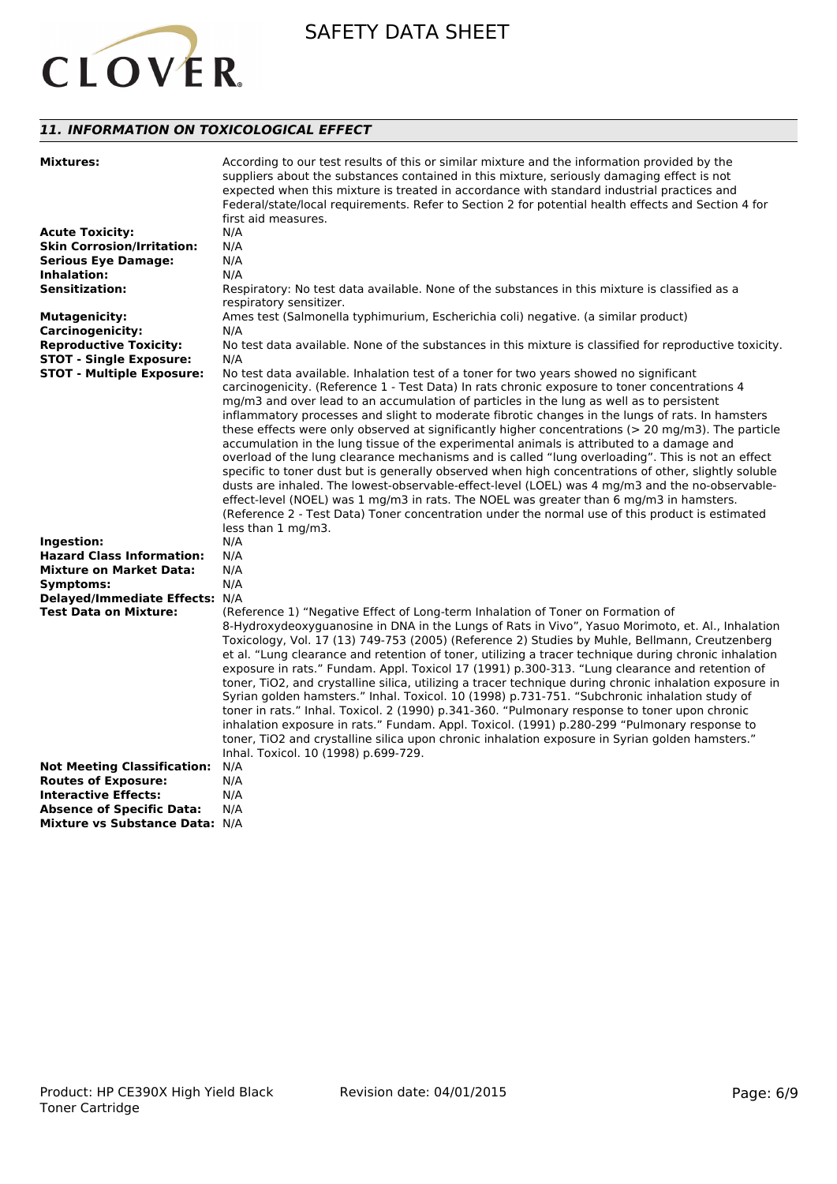## *11. INFORMATION ON TOXICOLOGICAL EFFECT*

**Mixtures:** According to our test results of this or similar mixture and the information provided by the suppliers about the substances contained in this mixture, seriously damaging effect is not expected when this mixture is treated in accordance with standard industrial practices and Federal/state/local requirements. Refer to Section 2 for potential health effects and Section 4 for first aid measures.

**Acute Toxicity:** N/A

**Skin Corrosion/Irritation:** N/A

**Serious Eye Damage:** N/A

**Inhalation:** N/A

**Sensitization:** Respiratory: No test data available. None of the substances in this mixture is classified as a respiratory sensitizer.

**Mutagenicity:** Ames test (Salmonella typhimurium, Escherichia coli) negative. (a similar product)

**Carcinogenicity:** N/A

**Reproductive Toxicity:** No test data available. None of the substances in this mixture is classified for reproductive toxicity.

**STOT - Single Exposure:** N/A

**STOT - Multiple Exposure:** No test data available. Inhalation test of a toner for two years showed no significant carcinogenicity. (Reference 1 - Test Data) In rats chronic exposure to toner concentrations 4 mg/m3 and over lead to an accumulation of particles in the lung as well as to persistent inflammatory processes and slight to moderate fibrotic changes in the lungs of rats. In hamsters these effects were only observed at significantly higher concentrations (> 20 mg/m3). The particle accumulation in the lung tissue of the experimental animals is attributed to a damage and overload of the lung clearance mechanisms and is called "lung overloading". This is not an effect specific to toner dust but is generally observed when high concentrations of other, slightly soluble dusts are inhaled. The lowest-observable-effect-level (LOEL) was 4 mg/m3 and the no-observable-effect-level (NOEL) was 1 mg/m3 in rats. The NOEL was greater than 6 mg/m3 in hamsters. (Reference 2 - Test Data) Toner concentration under the normal use of this product is estimated less than 1 mg/m3.

**Ingestion:** N/A

**Hazard Class Information:** N/A

**Mixture on Market Data:** N/A

**Symptoms:** N/A

**Delayed/Immediate Effects:** N/A

**Test Data on Mixture:** (Reference 1) "Negative Effect of Long-term Inhalation of Toner on Formation of 8-Hydroxydeoxyguanosine in DNA in the Lungs of Rats in Vivo", Yasuo Morimoto, et. Al., Inhalation Toxicology, Vol. 17 (13) 749-753 (2005) (Reference 2) Studies by Muhle, Bellmann, Creutzenberg et al. "Lung clearance and retention of toner, utilizing a tracer technique during chronic inhalation exposure in rats." Fundam. Appl. Toxicol 17 (1991) p.300-313. "Lung clearance and retention of toner, TiO2, and crystalline silica, utilizing a tracer technique during chronic inhalation exposure in Syrian golden hamsters." Inhal. Toxicol. 10 (1998) p.731-751. "Subchronic inhalation study of toner in rats." Inhal. Toxicol. 2 (1990) p.341-360. "Pulmonary response to toner upon chronic inhalation exposure in rats." Fundam. Appl. Toxicol. (1991) p.280-299 "Pulmonary response to toner, TiO2 and crystalline silica upon chronic inhalation exposure in Syrian golden hamsters." Inhal. Toxicol. 10 (1998) p.699-729.

**Not Meeting Classification:** N/A

**Routes of Exposure:** N/A

**Interactive Effects:** N/A

**Absence of Specific Data:** N/A

**Mixture vs Substance Data:** N/A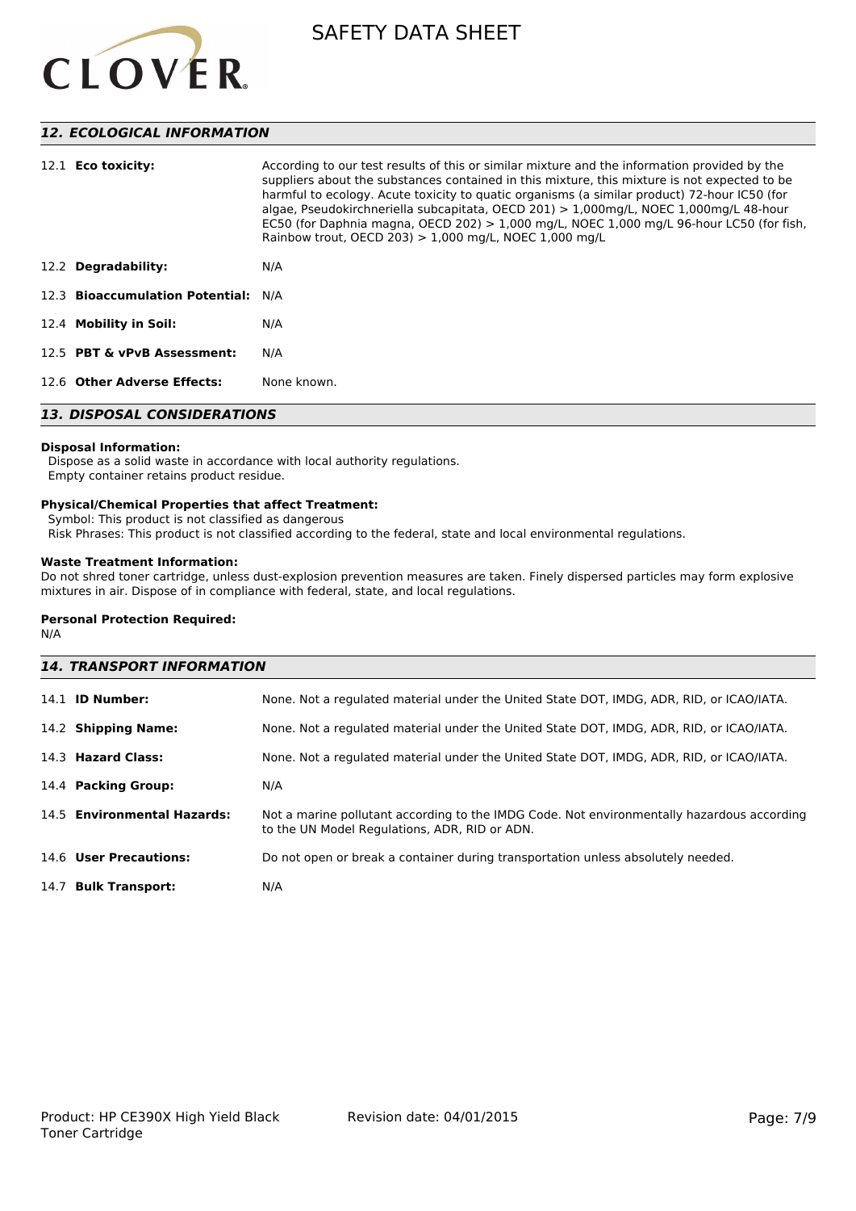## 12. ECOLOGICAL INFORMATION

| | |
|---|---|
| 12.1 **Eco toxicity:** | According to our test results of this or similar mixture and the information provided by the suppliers about the substances contained in this mixture, this mixture is not expected to be harmful to ecology. Acute toxicity to quatic organisms (a similar product) 72-hour IC50 (for algae, Pseudokirchneriella subcapitata, OECD 201) > 1,000mg/L, NOEC 1,000mg/L 48-hour EC50 (for Daphnia magna, OECD 202) > 1,000 mg/L, NOEC 1,000 mg/L 96-hour LC50 (for fish, Rainbow trout, OECD 203) > 1,000 mg/L, NOEC 1,000 mg/L |
| 12.2 **Degradability:** | N/A |
| 12.3 **Bioaccumulation Potential:** | N/A |
| 12.4 **Mobility in Soil:** | N/A |
| 12.5 **PBT & vPvB Assessment:** | N/A |
| 12.6 **Other Adverse Effects:** | None known. |

## 13. DISPOSAL CONSIDERATIONS

**Disposal Information:**
Dispose as a solid waste in accordance with local authority regulations.
Empty container retains product residue.

**Physical/Chemical Properties that affect Treatment:**
Symbol: This product is not classified as dangerous
Risk Phrases: This product is not classified according to the federal, state and local environmental regulations.

**Waste Treatment Information:**
Do not shred toner cartridge, unless dust-explosion prevention measures are taken. Finely dispersed particles may form explosive mixtures in air. Dispose of in compliance with federal, state, and local regulations.

**Personal Protection Required:**
N/A

## 14. TRANSPORT INFORMATION

| | |
|---|---|
| 14.1 **ID Number:** | None. Not a regulated material under the United State DOT, IMDG, ADR, RID, or ICAO/IATA. |
| 14.2 **Shipping Name:** | None. Not a regulated material under the United State DOT, IMDG, ADR, RID, or ICAO/IATA. |
| 14.3 **Hazard Class:** | None. Not a regulated material under the United State DOT, IMDG, ADR, RID, or ICAO/IATA. |
| 14.4 **Packing Group:** | N/A |
| 14.5 **Environmental Hazards:** | Not a marine pollutant according to the IMDG Code. Not environmentally hazardous according to the UN Model Regulations, ADR, RID or ADN. |
| 14.6 **User Precautions:** | Do not open or break a container during transportation unless absolutely needed. |
| 14.7 **Bulk Transport:** | N/A |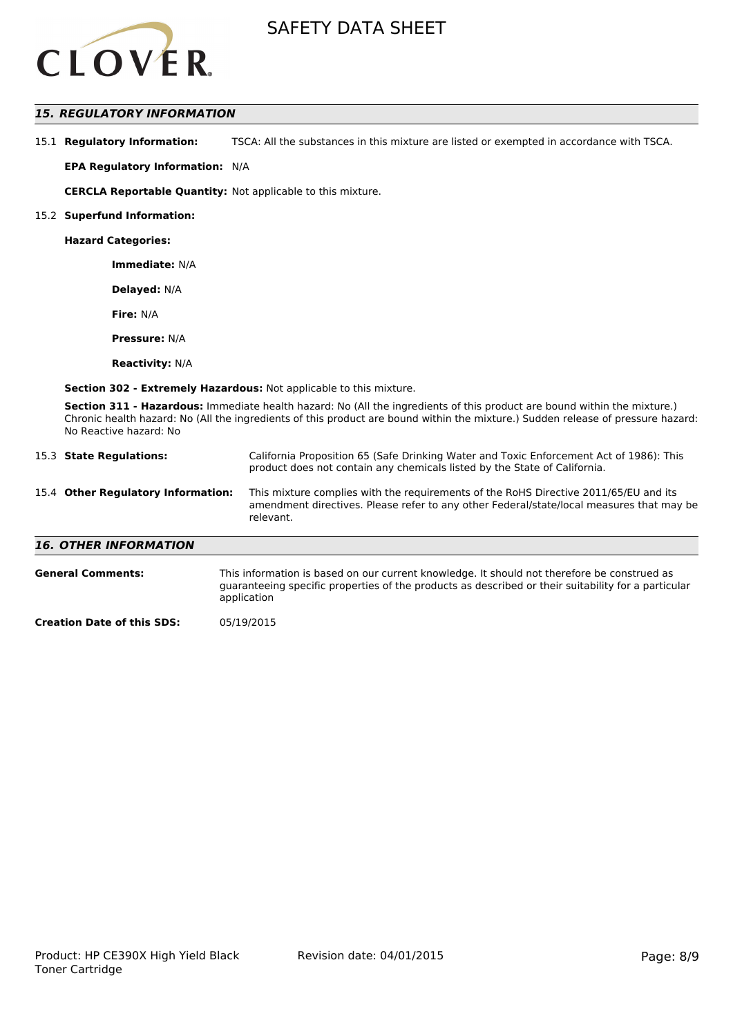## 15. REGULATORY INFORMATION

15.1 **Regulatory Information:** TSCA: All the substances in this mixture are listed or exempted in accordance with TSCA.

**EPA Regulatory Information:** N/A

**CERCLA Reportable Quantity:** Not applicable to this mixture.

15.2 **Superfund Information:**

**Hazard Categories:**

**Immediate:** N/A

**Delayed:** N/A

**Fire:** N/A

**Pressure:** N/A

**Reactivity:** N/A

**Section 302 - Extremely Hazardous:** Not applicable to this mixture.

**Section 311 - Hazardous:** Immediate health hazard: No (All the ingredients of this product are bound within the mixture.) Chronic health hazard: No (All the ingredients of this product are bound within the mixture.) Sudden release of pressure hazard: No Reactive hazard: No

15.3 **State Regulations:** California Proposition 65 (Safe Drinking Water and Toxic Enforcement Act of 1986): This product does not contain any chemicals listed by the State of California.

15.4 **Other Regulatory Information:** This mixture complies with the requirements of the RoHS Directive 2011/65/EU and its amendment directives. Please refer to any other Federal/state/local measures that may be relevant.

## 16. OTHER INFORMATION

**General Comments:** This information is based on our current knowledge. It should not therefore be construed as guaranteeing specific properties of the products as described or their suitability for a particular application

**Creation Date of this SDS:** 05/19/2015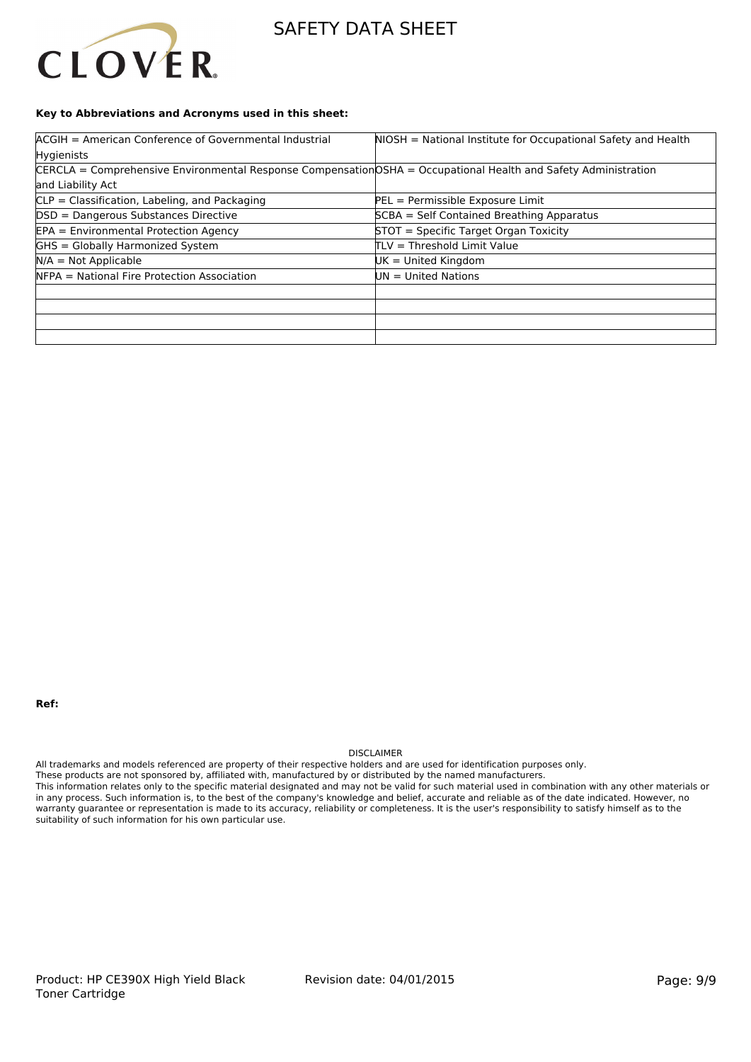**Key to Abbreviations and Acronyms used in this sheet:**

| | |
|---|---|
| ACGIH = American Conference of Governmental Industrial Hygienists | NIOSH = National Institute for Occupational Safety and Health |
| CERCLA = Comprehensive Environmental Response Compensation and Liability Act | OSHA = Occupational Health and Safety Administration |
| CLP = Classification, Labeling, and Packaging | PEL = Permissible Exposure Limit |
| DSD = Dangerous Substances Directive | SCBA = Self Contained Breathing Apparatus |
| EPA = Environmental Protection Agency | STOT = Specific Target Organ Toxicity |
| GHS = Globally Harmonized System | TLV = Threshold Limit Value |
| N/A = Not Applicable | UK = United Kingdom |
| NFPA = National Fire Protection Association | UN = United Nations |
| | |
| | |
| | |
| | |

**Ref:**

DISCLAIMER

All trademarks and models referenced are property of their respective holders and are used for identification purposes only.
These products are not sponsored by, affiliated with, manufactured by or distributed by the named manufacturers.
This information relates only to the specific material designated and may not be valid for such material used in combination with any other materials or in any process. Such information is, to the best of the company's knowledge and belief, accurate and reliable as of the date indicated. However, no warranty guarantee or representation is made to its accuracy, reliability or completeness. It is the user's responsibility to satisfy himself as to the suitability of such information for his own particular use.